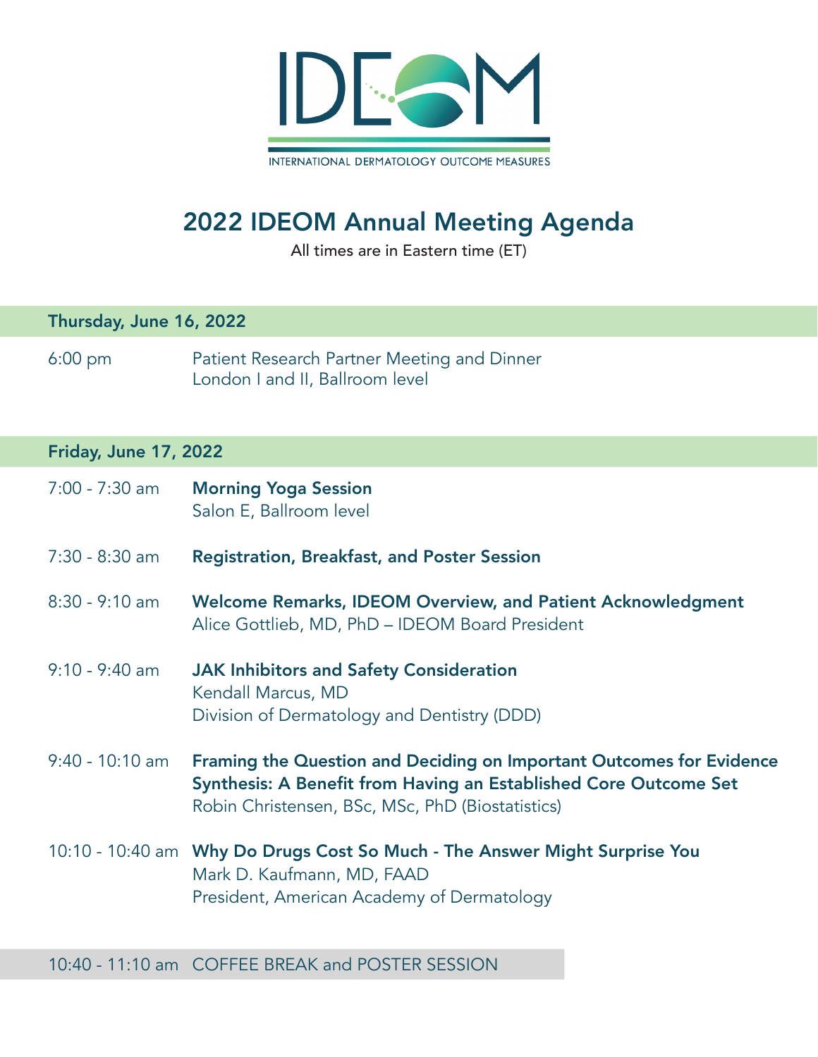IDEOM

INTERNATIONAL DERMATOLOGY OUTCOME MEASURES

# 2022 IDEOM Annual Meeting Agenda

All times are in Eastern time (ET)

## Thursday, June 16, 2022

6:00 pm — Patient Research Partner Meeting and Dinner
London I and II, Ballroom level

## Friday, June 17, 2022

7:00 - 7:30 am — **Morning Yoga Session**
Salon E, Ballroom level

7:30 - 8:30 am — **Registration, Breakfast, and Poster Session**

8:30 - 9:10 am — **Welcome Remarks, IDEOM Overview, and Patient Acknowledgment**
Alice Gottlieb, MD, PhD – IDEOM Board President

9:10 - 9:40 am — **JAK Inhibitors and Safety Consideration**
Kendall Marcus, MD
Division of Dermatology and Dentistry (DDD)

9:40 - 10:10 am — **Framing the Question and Deciding on Important Outcomes for Evidence Synthesis: A Benefit from Having an Established Core Outcome Set**
Robin Christensen, BSc, MSc, PhD (Biostatistics)

10:10 - 10:40 am — **Why Do Drugs Cost So Much - The Answer Might Surprise You**
Mark D. Kaufmann, MD, FAAD
President, American Academy of Dermatology

10:40 - 11:10 am — COFFEE BREAK and POSTER SESSION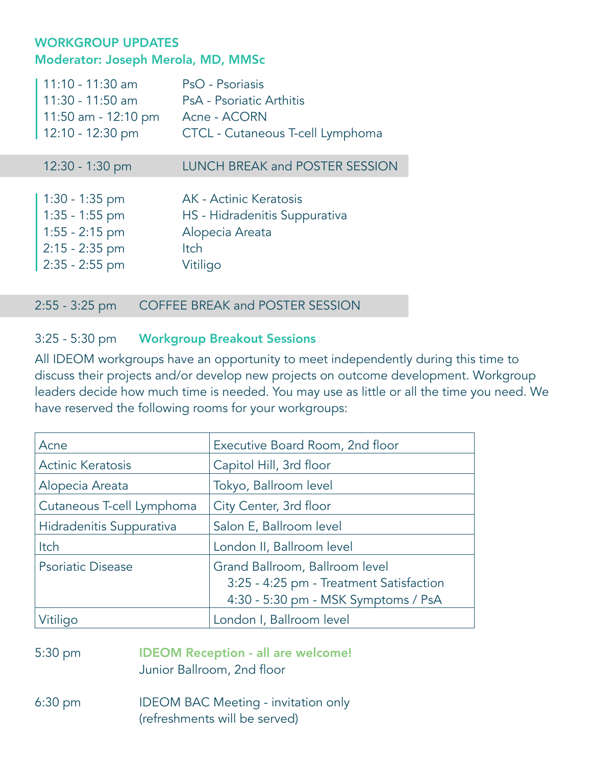## WORKGROUP UPDATES
### Moderator: Joseph Merola, MD, MMSc

| | |
|---|---|
| 11:10 - 11:30 am | PsO - Psoriasis |
| 11:30 - 11:50 am | PsA - Psoriatic Arthitis |
| 11:50 am - 12:10 pm | Acne - ACORN |
| 12:10 - 12:30 pm | CTCL - Cutaneous T-cell Lymphoma |

12:30 - 1:30 pm LUNCH BREAK and POSTER SESSION

| | |
|---|---|
| 1:30 - 1:35 pm | AK - Actinic Keratosis |
| 1:35 - 1:55 pm | HS - Hidradenitis Suppurativa |
| 1:55 - 2:15 pm | Alopecia Areata |
| 2:15 - 2:35 pm | Itch |
| 2:35 - 2:55 pm | Vitiligo |

2:55 - 3:25 pm COFFEE BREAK and POSTER SESSION

3:25 - 5:30 pm **Workgroup Breakout Sessions**

All IDEOM workgroups have an opportunity to meet independently during this time to discuss their projects and/or develop new projects on outcome development. Workgroup leaders decide how much time is needed. You may use as little or all the time you need. We have reserved the following rooms for your workgroups:

| | |
|---|---|
| Acne | Executive Board Room, 2nd floor |
| Actinic Keratosis | Capitol Hill, 3rd floor |
| Alopecia Areata | Tokyo, Ballroom level |
| Cutaneous T-cell Lymphoma | City Center, 3rd floor |
| Hidradenitis Suppurativa | Salon E, Ballroom level |
| Itch | London II, Ballroom level |
| Psoriatic Disease | Grand Ballroom, Ballroom level<br>3:25 - 4:25 pm - Treatment Satisfaction<br>4:30 - 5:30 pm - MSK Symptoms / PsA |
| Vitiligo | London I, Ballroom level |

5:30 pm **IDEOM Reception - all are welcome!**
Junior Ballroom, 2nd floor

6:30 pm IDEOM BAC Meeting - invitation only
(refreshments will be served)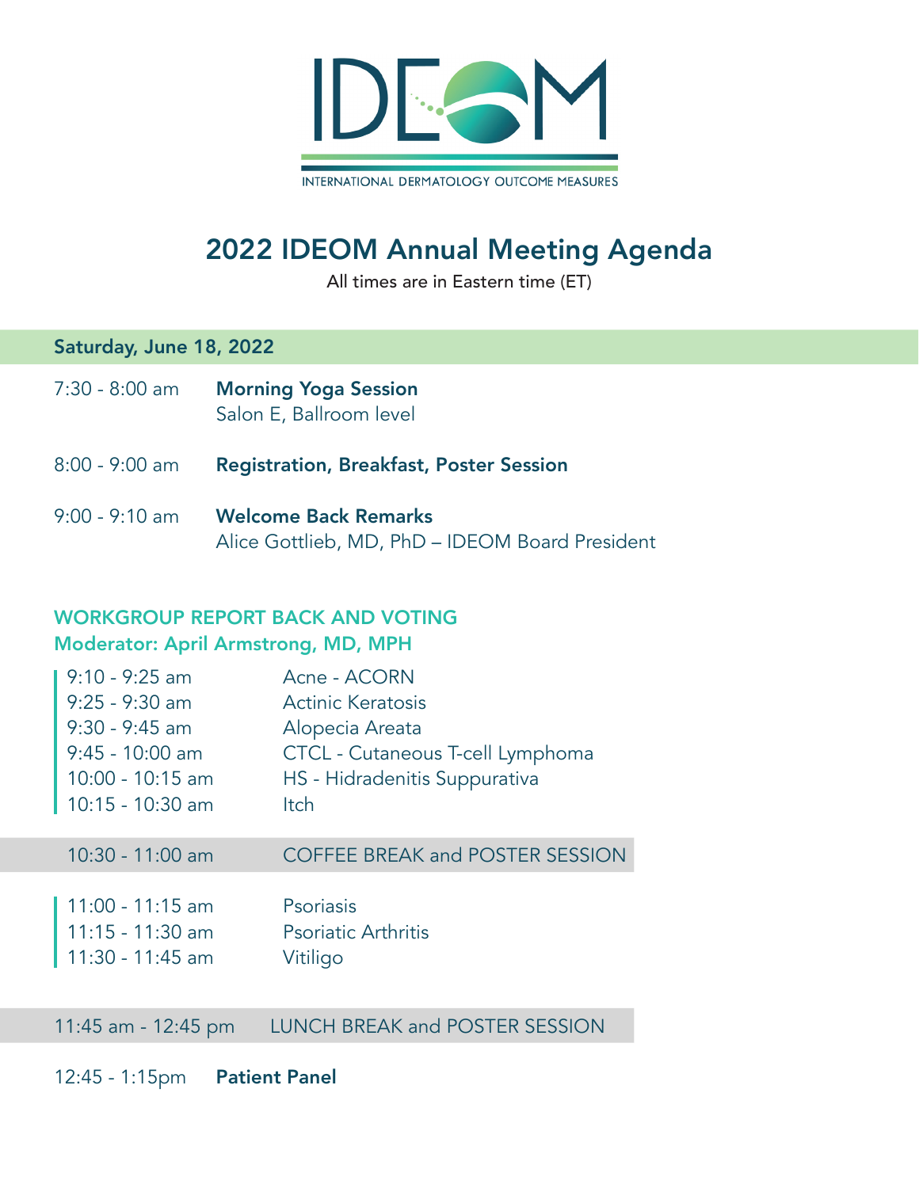IDEOM

INTERNATIONAL DERMATOLOGY OUTCOME MEASURES

# 2022 IDEOM Annual Meeting Agenda

All times are in Eastern time (ET)

## Saturday, June 18, 2022

7:30 - 8:00 am **Morning Yoga Session**
Salon E, Ballroom level

8:00 - 9:00 am **Registration, Breakfast, Poster Session**

9:00 - 9:10 am **Welcome Back Remarks**
Alice Gottlieb, MD, PhD – IDEOM Board President

### WORKGROUP REPORT BACK AND VOTING
### Moderator: April Armstrong, MD, MPH

| Time | Topic |
| --- | --- |
| 9:10 - 9:25 am | Acne - ACORN |
| 9:25 - 9:30 am | Actinic Keratosis |
| 9:30 - 9:45 am | Alopecia Areata |
| 9:45 - 10:00 am | CTCL - Cutaneous T-cell Lymphoma |
| 10:00 - 10:15 am | HS - Hidradenitis Suppurativa |
| 10:15 - 10:30 am | Itch |
| 10:30 - 11:00 am | COFFEE BREAK and POSTER SESSION |
| 11:00 - 11:15 am | Psoriasis |
| 11:15 - 11:30 am | Psoriatic Arthritis |
| 11:30 - 11:45 am | Vitiligo |

11:45 am - 12:45 pm LUNCH BREAK and POSTER SESSION

12:45 - 1:15pm **Patient Panel**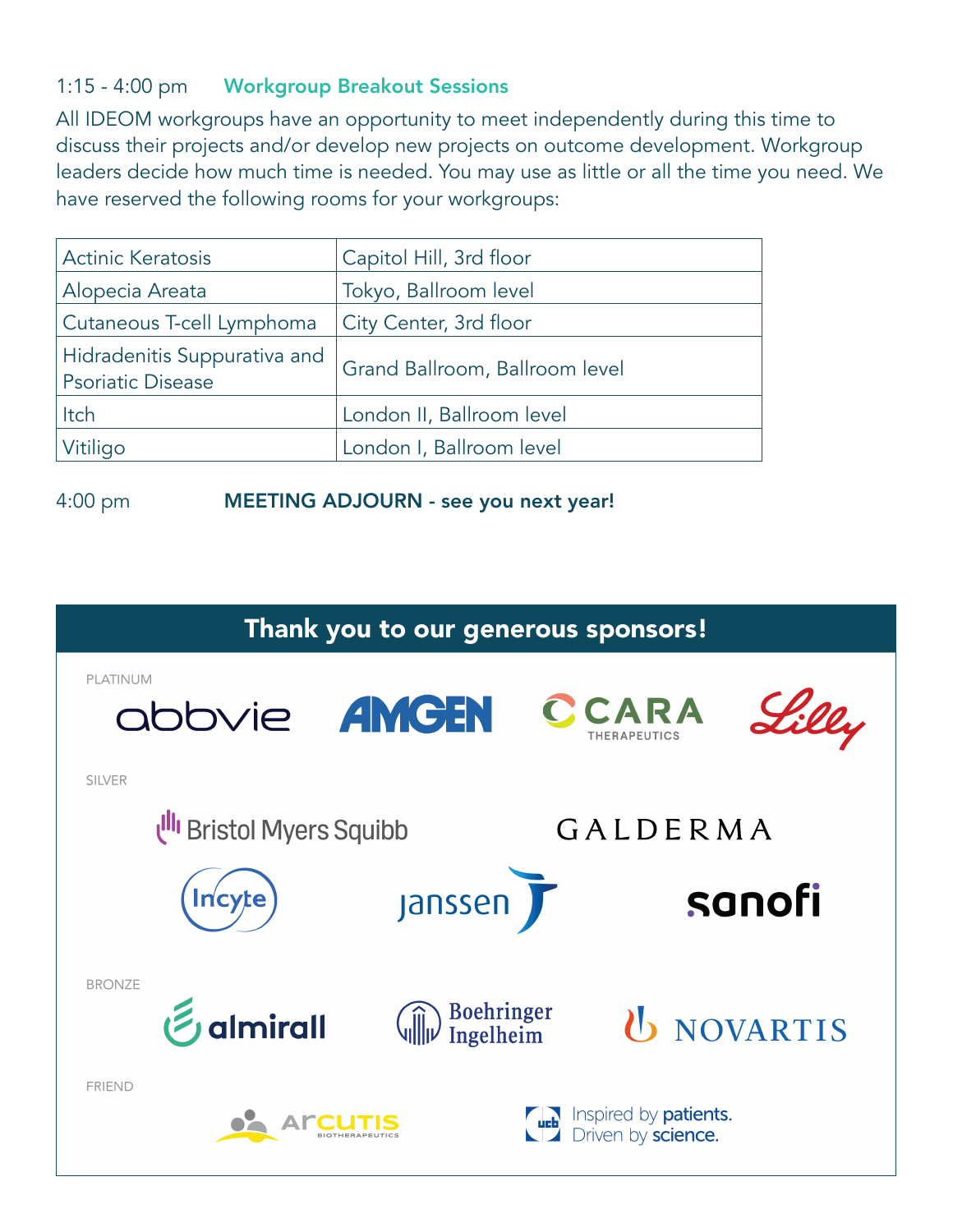1:15 - 4:00 pm **Workgroup Breakout Sessions**

All IDEOM workgroups have an opportunity to meet independently during this time to discuss their projects and/or develop new projects on outcome development. Workgroup leaders decide how much time is needed. You may use as little or all the time you need. We have reserved the following rooms for your workgroups:

| | |
|---|---|
| Actinic Keratosis | Capitol Hill, 3rd floor |
| Alopecia Areata | Tokyo, Ballroom level |
| Cutaneous T-cell Lymphoma | City Center, 3rd floor |
| Hidradenitis Suppurativa and Psoriatic Disease | Grand Ballroom, Ballroom level |
| Itch | London II, Ballroom level |
| Vitiligo | London I, Ballroom level |

4:00 pm **MEETING ADJOURN - see you next year!**

## Thank you to our generous sponsors!

PLATINUM

abbvie

AMGEN

CARA THERAPEUTICS

Lilly

SILVER

Bristol Myers Squibb

GALDERMA

Incyte

janssen

sanofi

BRONZE

almirall

Boehringer Ingelheim

NOVARTIS

FRIEND

ArCUTIS BIOTHERAPEUTICS

ucb Inspired by patients. Driven by science.